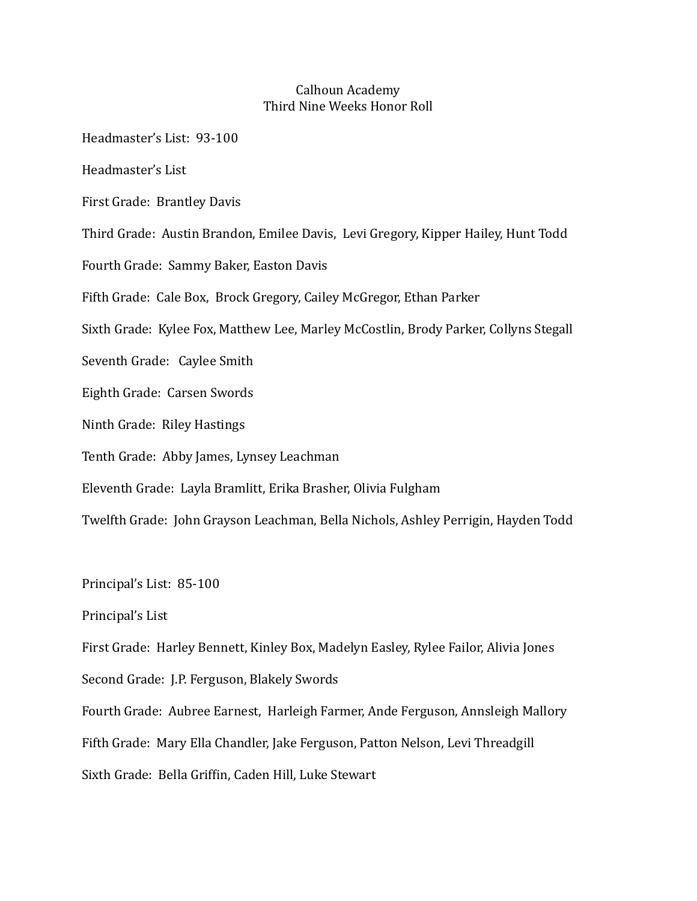# Calhoun Academy
## Third Nine Weeks Honor Roll

Headmaster's List: 93-100

Headmaster's List

First Grade: Brantley Davis

Third Grade: Austin Brandon, Emilee Davis, Levi Gregory, Kipper Hailey, Hunt Todd

Fourth Grade: Sammy Baker, Easton Davis

Fifth Grade: Cale Box, Brock Gregory, Cailey McGregor, Ethan Parker

Sixth Grade: Kylee Fox, Matthew Lee, Marley McCostlin, Brody Parker, Collyns Stegall

Seventh Grade: Caylee Smith

Eighth Grade: Carsen Swords

Ninth Grade: Riley Hastings

Tenth Grade: Abby James, Lynsey Leachman

Eleventh Grade: Layla Bramlitt, Erika Brasher, Olivia Fulgham

Twelfth Grade: John Grayson Leachman, Bella Nichols, Ashley Perrigin, Hayden Todd

Principal's List: 85-100

Principal's List

First Grade: Harley Bennett, Kinley Box, Madelyn Easley, Rylee Failor, Alivia Jones

Second Grade: J.P. Ferguson, Blakely Swords

Fourth Grade: Aubree Earnest, Harleigh Farmer, Ande Ferguson, Annsleigh Mallory

Fifth Grade: Mary Ella Chandler, Jake Ferguson, Patton Nelson, Levi Threadgill

Sixth Grade: Bella Griffin, Caden Hill, Luke Stewart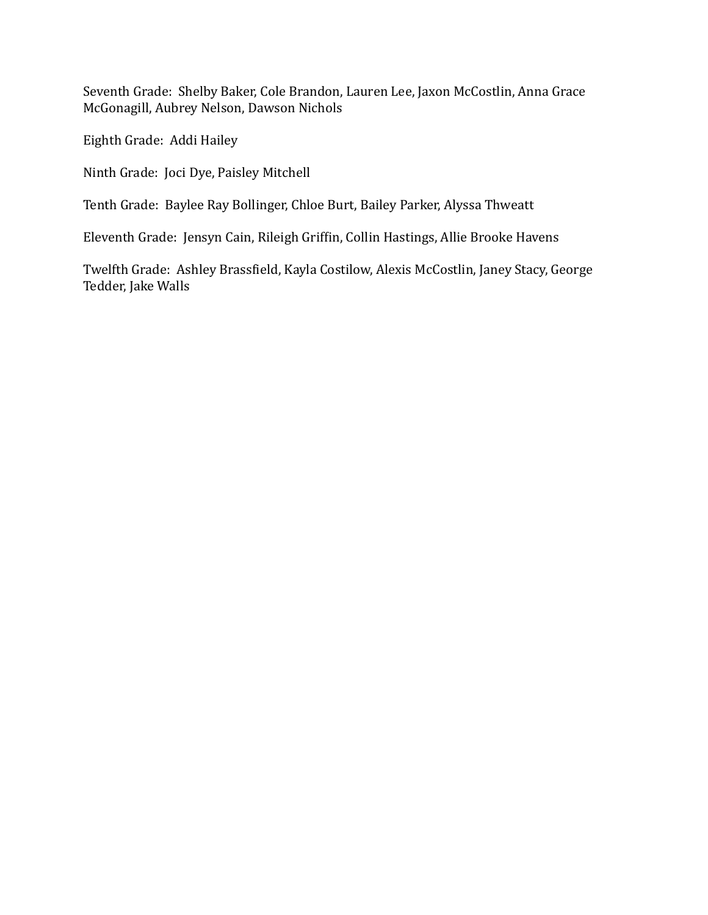Seventh Grade: Shelby Baker, Cole Brandon, Lauren Lee, Jaxon McCostlin, Anna Grace McGonagill, Aubrey Nelson, Dawson Nichols

Eighth Grade: Addi Hailey

Ninth Grade: Joci Dye, Paisley Mitchell

Tenth Grade: Baylee Ray Bollinger, Chloe Burt, Bailey Parker, Alyssa Thweatt

Eleventh Grade: Jensyn Cain, Rileigh Griffin, Collin Hastings, Allie Brooke Havens

Twelfth Grade: Ashley Brassfield, Kayla Costilow, Alexis McCostlin, Janey Stacy, George Tedder, Jake Walls